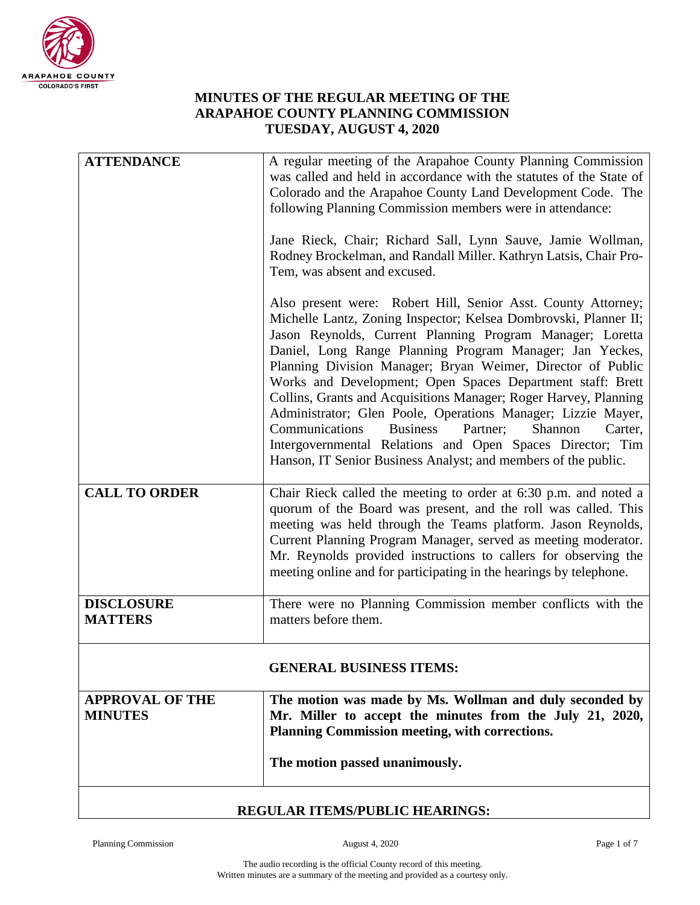# MINUTES OF THE REGULAR MEETING OF THE ARAPAHOE COUNTY PLANNING COMMISSION TUESDAY, AUGUST 4, 2020

| | |
|---|---|
| **ATTENDANCE** | A regular meeting of the Arapahoe County Planning Commission was called and held in accordance with the statutes of the State of Colorado and the Arapahoe County Land Development Code. The following Planning Commission members were in attendance:<br><br>Jane Rieck, Chair; Richard Sall, Lynn Sauve, Jamie Wollman, Rodney Brockelman, and Randall Miller. Kathryn Latsis, Chair Pro-Tem, was absent and excused.<br><br>Also present were: Robert Hill, Senior Asst. County Attorney; Michelle Lantz, Zoning Inspector; Kelsea Dombrovski, Planner II; Jason Reynolds, Current Planning Program Manager; Loretta Daniel, Long Range Planning Program Manager; Jan Yeckes, Planning Division Manager; Bryan Weimer, Director of Public Works and Development; Open Spaces Department staff: Brett Collins, Grants and Acquisitions Manager; Roger Harvey, Planning Administrator; Glen Poole, Operations Manager; Lizzie Mayer, Communications Business Partner; Shannon Carter, Intergovernmental Relations and Open Spaces Director; Tim Hanson, IT Senior Business Analyst; and members of the public. |
| **CALL TO ORDER** | Chair Rieck called the meeting to order at 6:30 p.m. and noted a quorum of the Board was present, and the roll was called. This meeting was held through the Teams platform. Jason Reynolds, Current Planning Program Manager, served as meeting moderator. Mr. Reynolds provided instructions to callers for observing the meeting online and for participating in the hearings by telephone. |
| **DISCLOSURE MATTERS** | There were no Planning Commission member conflicts with the matters before them. |
| | **GENERAL BUSINESS ITEMS:** |
| **APPROVAL OF THE MINUTES** | **The motion was made by Ms. Wollman and duly seconded by Mr. Miller to accept the minutes from the July 21, 2020, Planning Commission meeting, with corrections.**<br><br>**The motion passed unanimously.** |
| | **REGULAR ITEMS/PUBLIC HEARINGS:** |

The audio recording is the official County record of this meeting.
Written minutes are a summary of the meeting and provided as a courtesy only.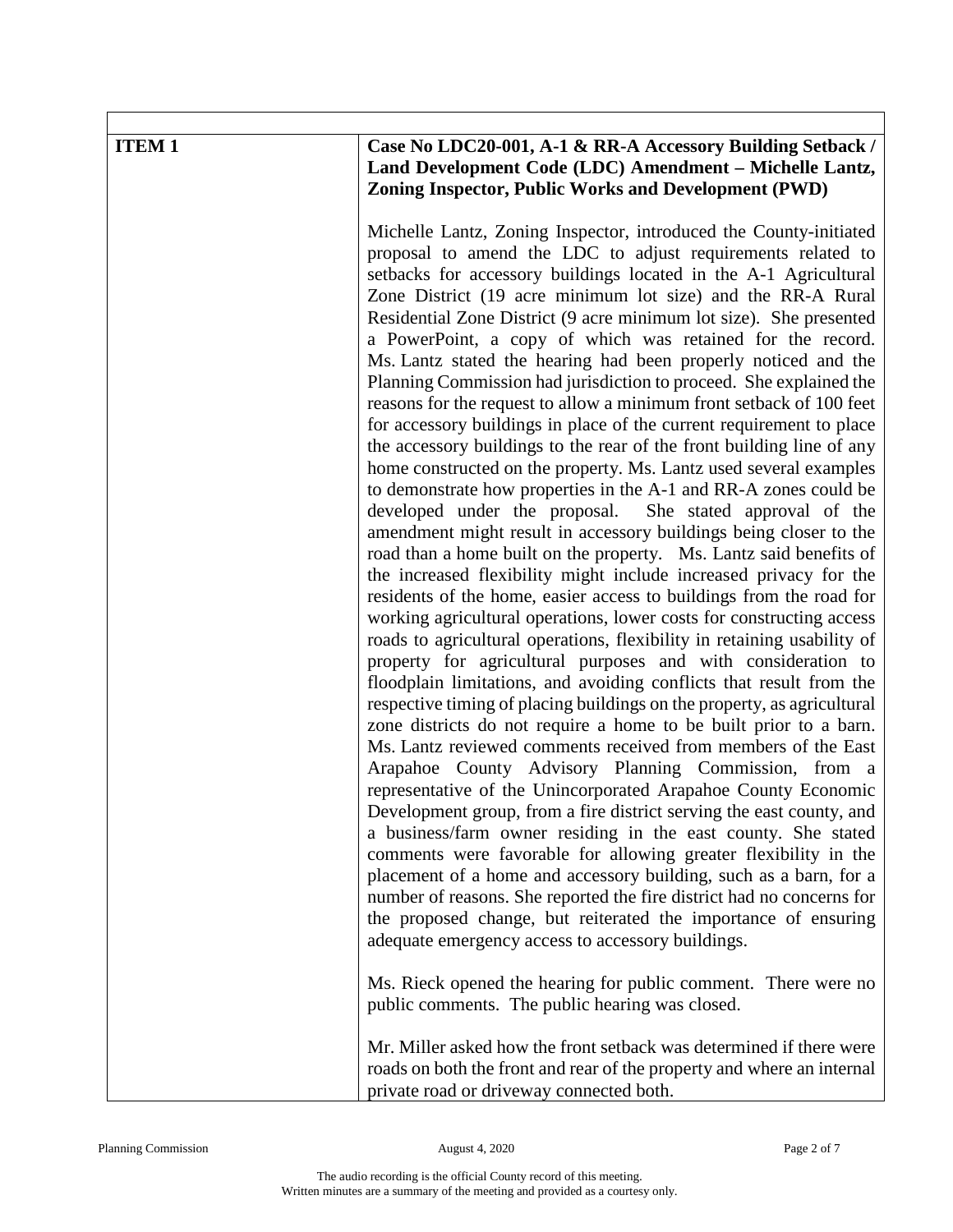| ITEM 1 | Case No LDC20-001, A-1 & RR-A Accessory Building Setback / Land Development Code (LDC) Amendment – Michelle Lantz, Zoning Inspector, Public Works and Development (PWD) |
|---|---|

**ITEM 1**

**Case No LDC20-001, A-1 & RR-A Accessory Building Setback / Land Development Code (LDC) Amendment – Michelle Lantz, Zoning Inspector, Public Works and Development (PWD)**

Michelle Lantz, Zoning Inspector, introduced the County-initiated proposal to amend the LDC to adjust requirements related to setbacks for accessory buildings located in the A-1 Agricultural Zone District (19 acre minimum lot size) and the RR-A Rural Residential Zone District (9 acre minimum lot size). She presented a PowerPoint, a copy of which was retained for the record. Ms. Lantz stated the hearing had been properly noticed and the Planning Commission had jurisdiction to proceed. She explained the reasons for the request to allow a minimum front setback of 100 feet for accessory buildings in place of the current requirement to place the accessory buildings to the rear of the front building line of any home constructed on the property. Ms. Lantz used several examples to demonstrate how properties in the A-1 and RR-A zones could be developed under the proposal. She stated approval of the amendment might result in accessory buildings being closer to the road than a home built on the property. Ms. Lantz said benefits of the increased flexibility might include increased privacy for the residents of the home, easier access to buildings from the road for working agricultural operations, lower costs for constructing access roads to agricultural operations, flexibility in retaining usability of property for agricultural purposes and with consideration to floodplain limitations, and avoiding conflicts that result from the respective timing of placing buildings on the property, as agricultural zone districts do not require a home to be built prior to a barn. Ms. Lantz reviewed comments received from members of the East Arapahoe County Advisory Planning Commission, from a representative of the Unincorporated Arapahoe County Economic Development group, from a fire district serving the east county, and a business/farm owner residing in the east county. She stated comments were favorable for allowing greater flexibility in the placement of a home and accessory building, such as a barn, for a number of reasons. She reported the fire district had no concerns for the proposed change, but reiterated the importance of ensuring adequate emergency access to accessory buildings.

Ms. Rieck opened the hearing for public comment. There were no public comments. The public hearing was closed.

Mr. Miller asked how the front setback was determined if there were roads on both the front and rear of the property and where an internal private road or driveway connected both.

The audio recording is the official County record of this meeting.
Written minutes are a summary of the meeting and provided as a courtesy only.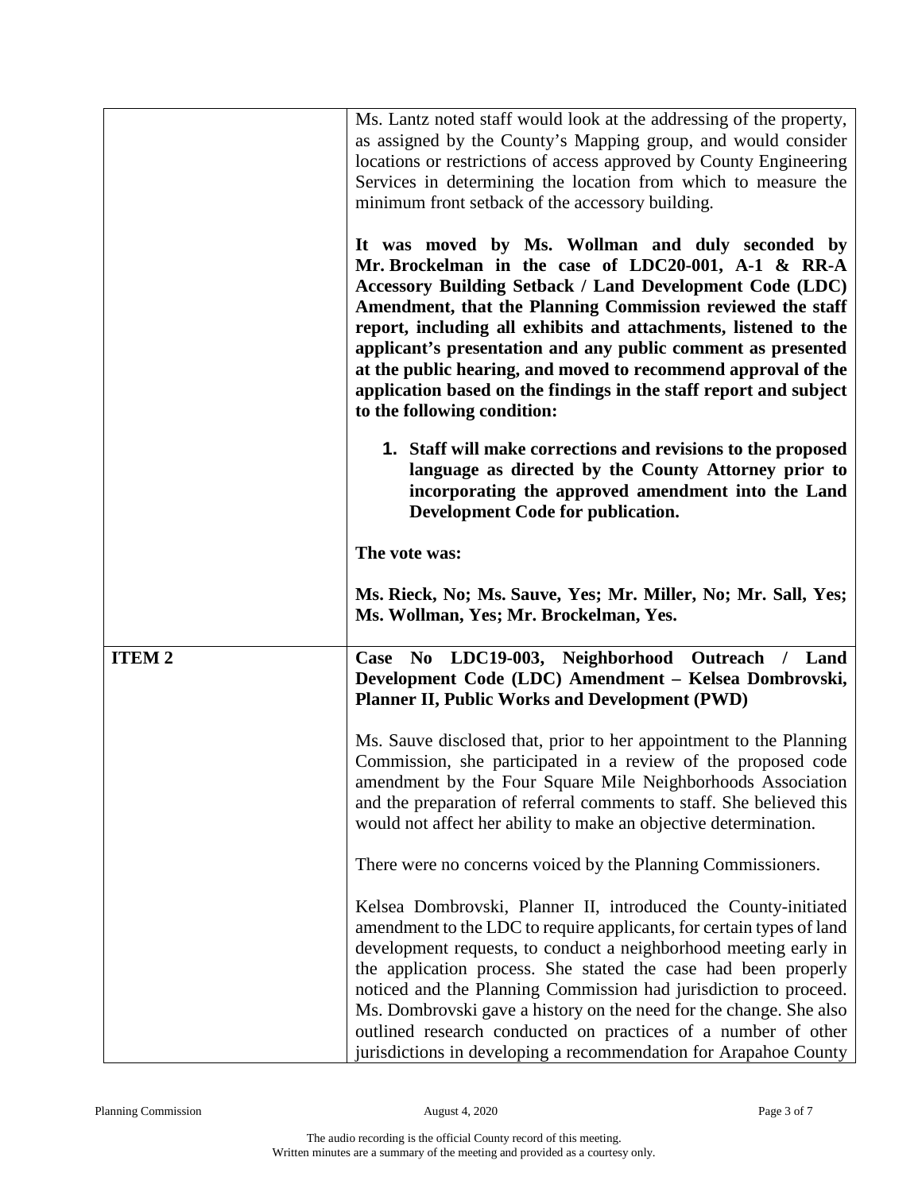| | |
|---|---|
| | Ms. Lantz noted staff would look at the addressing of the property, as assigned by the County's Mapping group, and would consider locations or restrictions of access approved by County Engineering Services in determining the location from which to measure the minimum front setback of the accessory building.<br><br>**It was moved by Ms. Wollman and duly seconded by Mr. Brockelman in the case of LDC20-001, A-1 & RR-A Accessory Building Setback / Land Development Code (LDC) Amendment, that the Planning Commission reviewed the staff report, including all exhibits and attachments, listened to the applicant's presentation and any public comment as presented at the public hearing, and moved to recommend approval of the application based on the findings in the staff report and subject to the following condition:**<br><br>**1. Staff will make corrections and revisions to the proposed language as directed by the County Attorney prior to incorporating the approved amendment into the Land Development Code for publication.**<br><br>**The vote was:**<br><br>**Ms. Rieck, No; Ms. Sauve, Yes; Mr. Miller, No; Mr. Sall, Yes; Ms. Wollman, Yes; Mr. Brockelman, Yes.** |
| **ITEM 2** | **Case No LDC19-003, Neighborhood Outreach / Land Development Code (LDC) Amendment – Kelsea Dombrovski, Planner II, Public Works and Development (PWD)**<br><br>Ms. Sauve disclosed that, prior to her appointment to the Planning Commission, she participated in a review of the proposed code amendment by the Four Square Mile Neighborhoods Association and the preparation of referral comments to staff. She believed this would not affect her ability to make an objective determination.<br><br>There were no concerns voiced by the Planning Commissioners.<br><br>Kelsea Dombrovski, Planner II, introduced the County-initiated amendment to the LDC to require applicants, for certain types of land development requests, to conduct a neighborhood meeting early in the application process. She stated the case had been properly noticed and the Planning Commission had jurisdiction to proceed. Ms. Dombrovski gave a history on the need for the change. She also outlined research conducted on practices of a number of other jurisdictions in developing a recommendation for Arapahoe County |

The audio recording is the official County record of this meeting.
Written minutes are a summary of the meeting and provided as a courtesy only.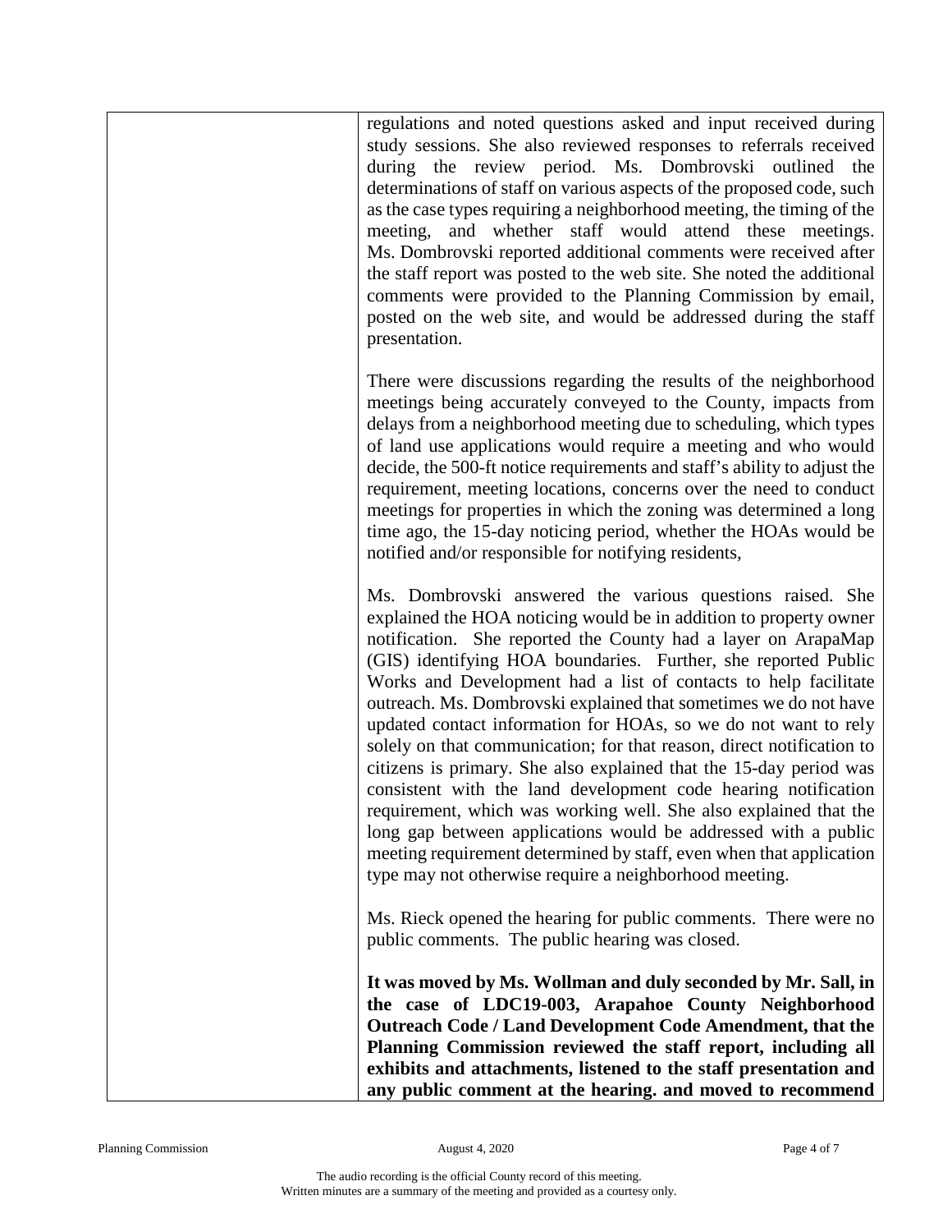regulations and noted questions asked and input received during study sessions. She also reviewed responses to referrals received during the review period. Ms. Dombrovski outlined the determinations of staff on various aspects of the proposed code, such as the case types requiring a neighborhood meeting, the timing of the meeting, and whether staff would attend these meetings. Ms. Dombrovski reported additional comments were received after the staff report was posted to the web site. She noted the additional comments were provided to the Planning Commission by email, posted on the web site, and would be addressed during the staff presentation.

There were discussions regarding the results of the neighborhood meetings being accurately conveyed to the County, impacts from delays from a neighborhood meeting due to scheduling, which types of land use applications would require a meeting and who would decide, the 500-ft notice requirements and staff's ability to adjust the requirement, meeting locations, concerns over the need to conduct meetings for properties in which the zoning was determined a long time ago, the 15-day noticing period, whether the HOAs would be notified and/or responsible for notifying residents,

Ms. Dombrovski answered the various questions raised. She explained the HOA noticing would be in addition to property owner notification. She reported the County had a layer on ArapaMap (GIS) identifying HOA boundaries. Further, she reported Public Works and Development had a list of contacts to help facilitate outreach. Ms. Dombrovski explained that sometimes we do not have updated contact information for HOAs, so we do not want to rely solely on that communication; for that reason, direct notification to citizens is primary. She also explained that the 15-day period was consistent with the land development code hearing notification requirement, which was working well. She also explained that the long gap between applications would be addressed with a public meeting requirement determined by staff, even when that application type may not otherwise require a neighborhood meeting.

Ms. Rieck opened the hearing for public comments. There were no public comments. The public hearing was closed.

**It was moved by Ms. Wollman and duly seconded by Mr. Sall, in the case of LDC19-003, Arapahoe County Neighborhood Outreach Code / Land Development Code Amendment, that the Planning Commission reviewed the staff report, including all exhibits and attachments, listened to the staff presentation and any public comment at the hearing. and moved to recommend**

The audio recording is the official County record of this meeting.
Written minutes are a summary of the meeting and provided as a courtesy only.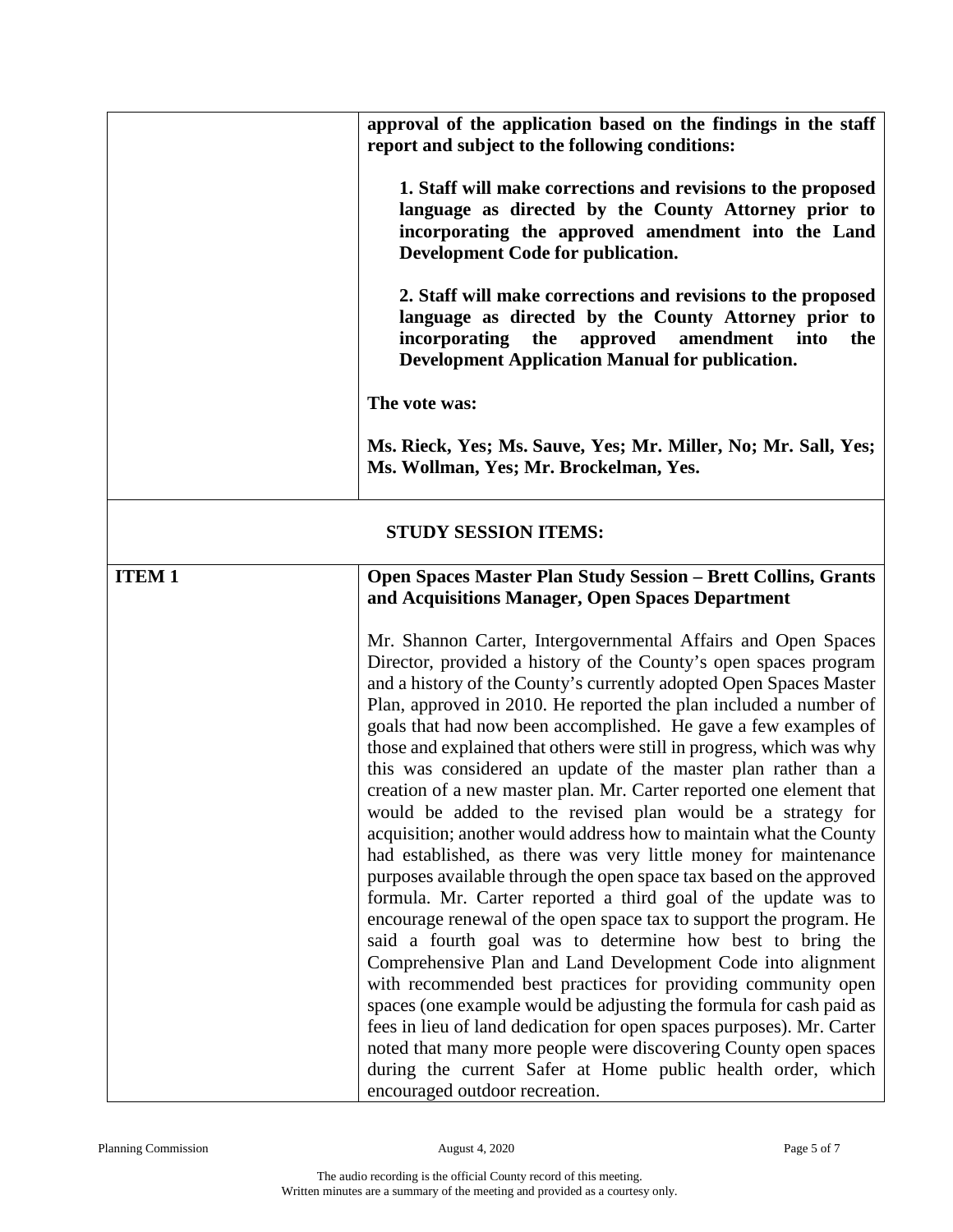| | |
|---|---|
| | **approval of the application based on the findings in the staff report and subject to the following conditions:**<br><br>**1. Staff will make corrections and revisions to the proposed language as directed by the County Attorney prior to incorporating the approved amendment into the Land Development Code for publication.**<br><br>**2. Staff will make corrections and revisions to the proposed language as directed by the County Attorney prior to incorporating the approved amendment into the Development Application Manual for publication.**<br><br>**The vote was:**<br><br>**Ms. Rieck, Yes; Ms. Sauve, Yes; Mr. Miller, No; Mr. Sall, Yes; Ms. Wollman, Yes; Mr. Brockelman, Yes.** |

**STUDY SESSION ITEMS:**

| | |
|---|---|
| **ITEM 1** | **Open Spaces Master Plan Study Session – Brett Collins, Grants and Acquisitions Manager, Open Spaces Department**<br><br>Mr. Shannon Carter, Intergovernmental Affairs and Open Spaces Director, provided a history of the County's open spaces program and a history of the County's currently adopted Open Spaces Master Plan, approved in 2010. He reported the plan included a number of goals that had now been accomplished. He gave a few examples of those and explained that others were still in progress, which was why this was considered an update of the master plan rather than a creation of a new master plan. Mr. Carter reported one element that would be added to the revised plan would be a strategy for acquisition; another would address how to maintain what the County had established, as there was very little money for maintenance purposes available through the open space tax based on the approved formula. Mr. Carter reported a third goal of the update was to encourage renewal of the open space tax to support the program. He said a fourth goal was to determine how best to bring the Comprehensive Plan and Land Development Code into alignment with recommended best practices for providing community open spaces (one example would be adjusting the formula for cash paid as fees in lieu of land dedication for open spaces purposes). Mr. Carter noted that many more people were discovering County open spaces during the current Safer at Home public health order, which encouraged outdoor recreation. |

The audio recording is the official County record of this meeting.
Written minutes are a summary of the meeting and provided as a courtesy only.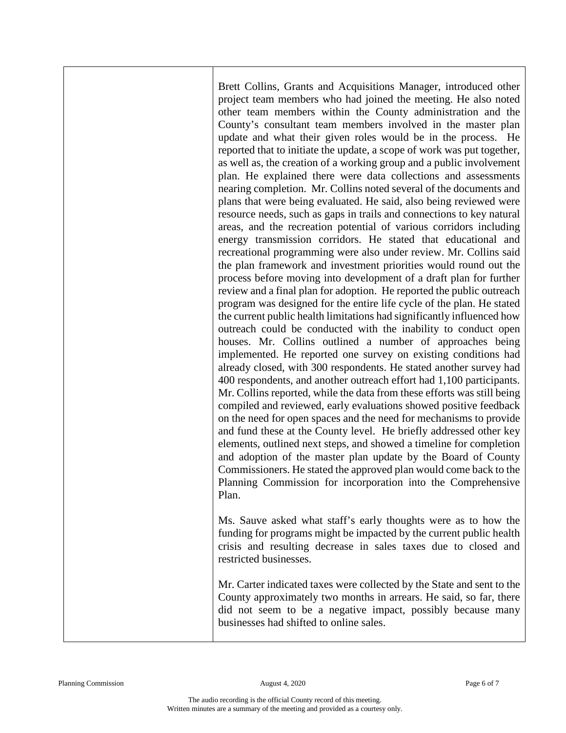Brett Collins, Grants and Acquisitions Manager, introduced other project team members who had joined the meeting. He also noted other team members within the County administration and the County's consultant team members involved in the master plan update and what their given roles would be in the process. He reported that to initiate the update, a scope of work was put together, as well as, the creation of a working group and a public involvement plan. He explained there were data collections and assessments nearing completion. Mr. Collins noted several of the documents and plans that were being evaluated. He said, also being reviewed were resource needs, such as gaps in trails and connections to key natural areas, and the recreation potential of various corridors including energy transmission corridors. He stated that educational and recreational programming were also under review. Mr. Collins said the plan framework and investment priorities would round out the process before moving into development of a draft plan for further review and a final plan for adoption. He reported the public outreach program was designed for the entire life cycle of the plan. He stated the current public health limitations had significantly influenced how outreach could be conducted with the inability to conduct open houses. Mr. Collins outlined a number of approaches being implemented. He reported one survey on existing conditions had already closed, with 300 respondents. He stated another survey had 400 respondents, and another outreach effort had 1,100 participants. Mr. Collins reported, while the data from these efforts was still being compiled and reviewed, early evaluations showed positive feedback on the need for open spaces and the need for mechanisms to provide and fund these at the County level. He briefly addressed other key elements, outlined next steps, and showed a timeline for completion and adoption of the master plan update by the Board of County Commissioners. He stated the approved plan would come back to the Planning Commission for incorporation into the Comprehensive Plan.

Ms. Sauve asked what staff's early thoughts were as to how the funding for programs might be impacted by the current public health crisis and resulting decrease in sales taxes due to closed and restricted businesses.

Mr. Carter indicated taxes were collected by the State and sent to the County approximately two months in arrears. He said, so far, there did not seem to be a negative impact, possibly because many businesses had shifted to online sales.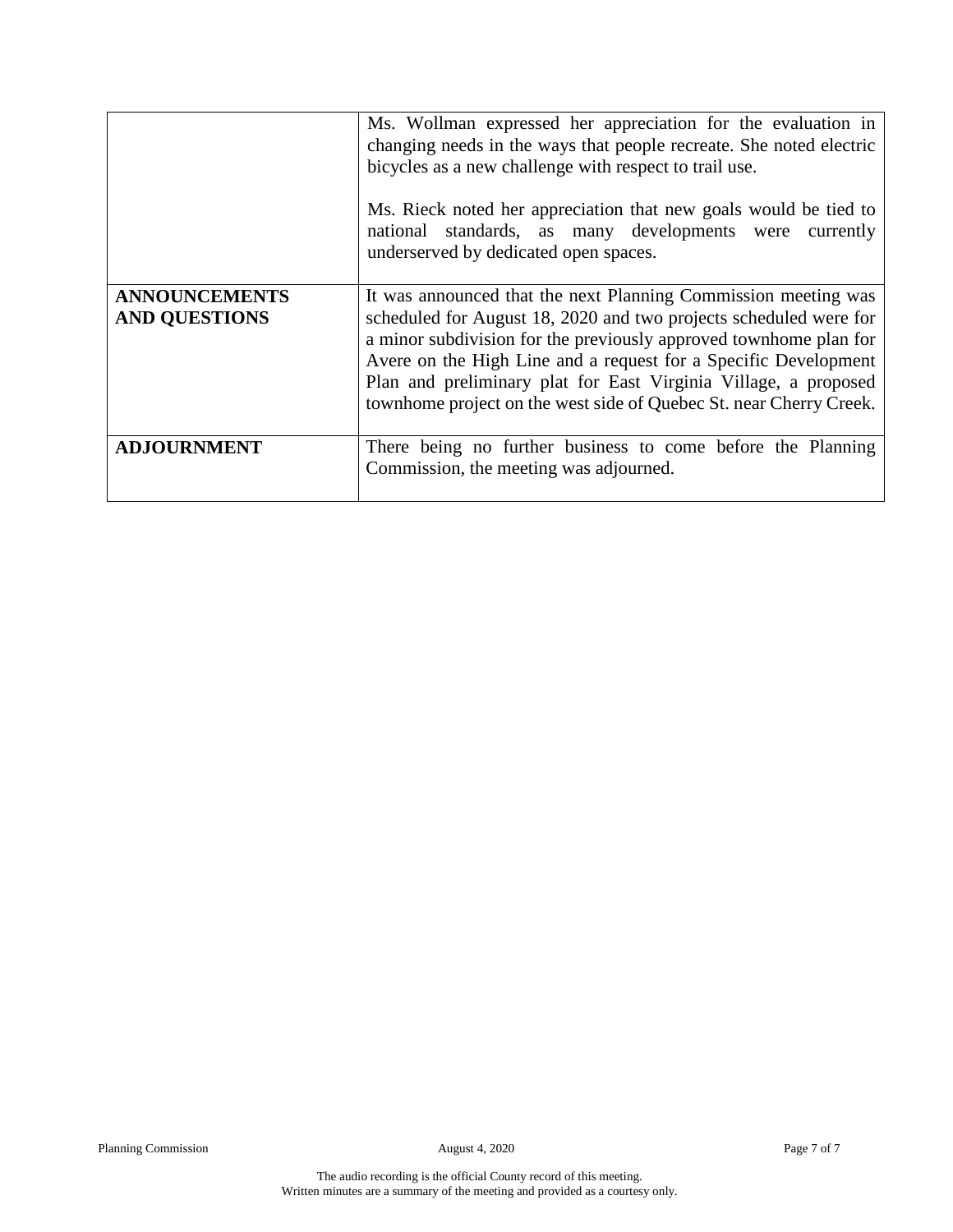| | |
|---|---|
| | Ms. Wollman expressed her appreciation for the evaluation in changing needs in the ways that people recreate. She noted electric bicycles as a new challenge with respect to trail use.<br><br>Ms. Rieck noted her appreciation that new goals would be tied to national standards, as many developments were currently underserved by dedicated open spaces. |
| **ANNOUNCEMENTS AND QUESTIONS** | It was announced that the next Planning Commission meeting was scheduled for August 18, 2020 and two projects scheduled were for a minor subdivision for the previously approved townhome plan for Avere on the High Line and a request for a Specific Development Plan and preliminary plat for East Virginia Village, a proposed townhome project on the west side of Quebec St. near Cherry Creek. |
| **ADJOURNMENT** | There being no further business to come before the Planning Commission, the meeting was adjourned. |

The audio recording is the official County record of this meeting.
Written minutes are a summary of the meeting and provided as a courtesy only.